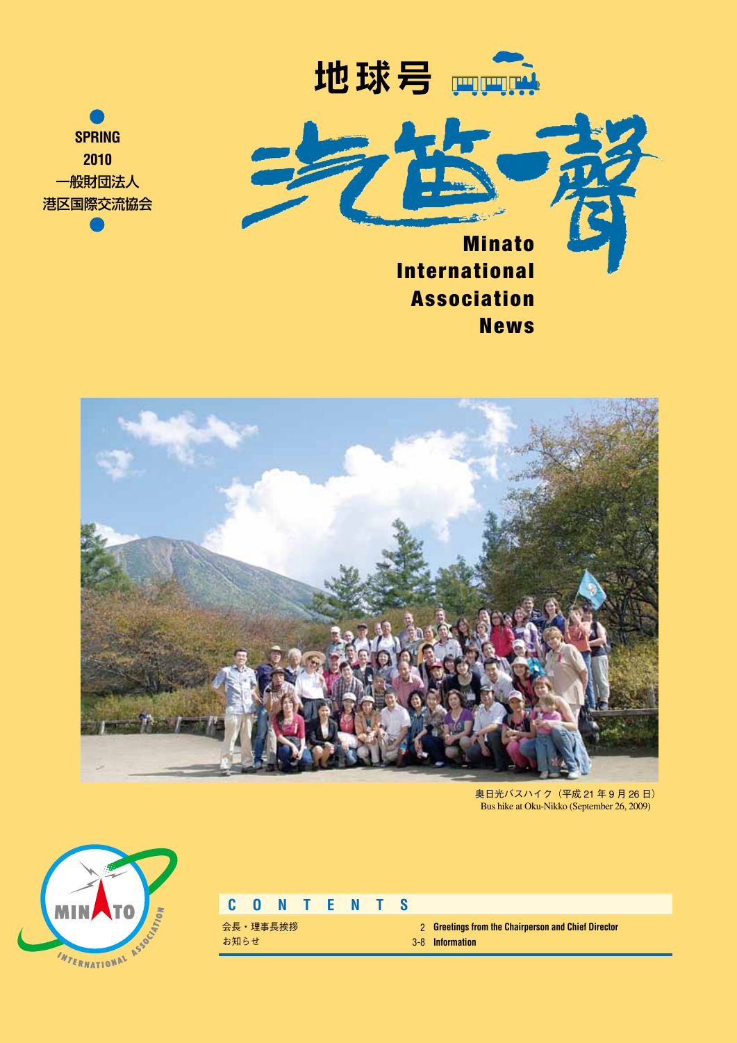SPRING
2010
一般財団法人
港区国際交流協会

# 地球号 汽笛一聲

# Minato International Association News

奥日光バスハイク（平成 21 年 9 月 26 日）
Bus hike at Oku-Nikko (September 26, 2009)

## CONTENTS

| | | |
|---|---|---|
| 会長・理事長挨拶 | 2 | Greetings from the Chairperson and Chief Director |
| お知らせ | 3-8 | Information |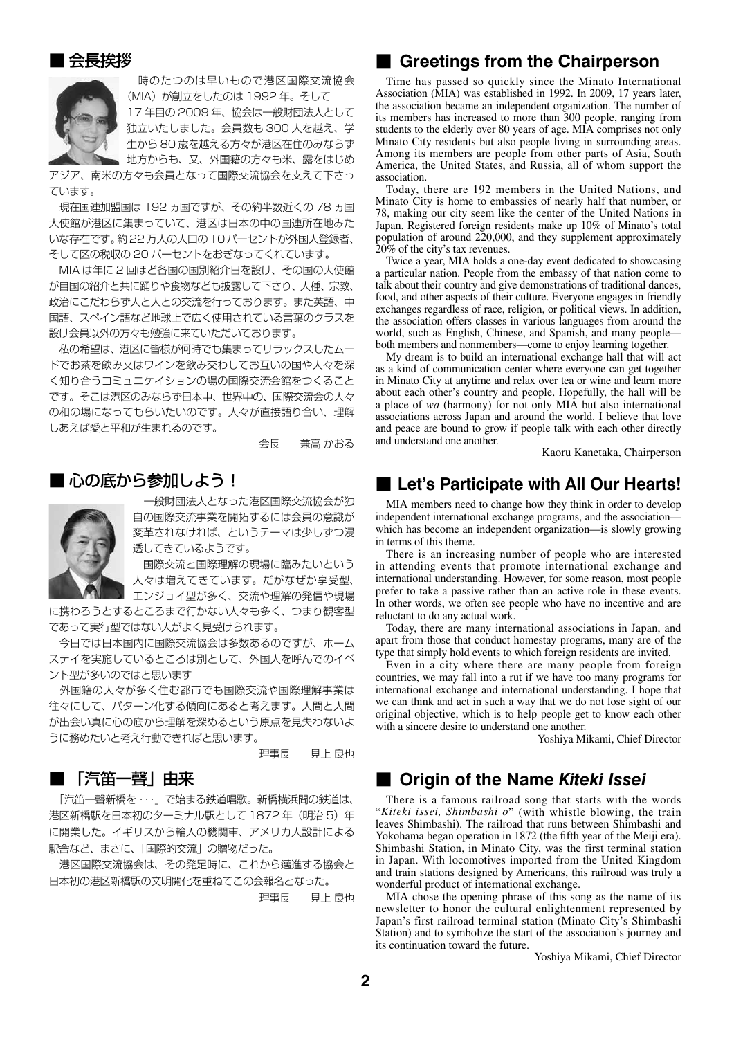## ■ 会長挨拶

時のたつのは早いもので港区国際交流協会（MIA）が創立をしたのは 1992 年。そして 17 年目の 2009 年、協会は一般財団法人として独立いたしました。会員数も 300 人を越え、学生から 80 歳を越える方々が港区在住のみならず地方からも、又、外国籍の方々も米、露をはじめアジア、南米の方々も会員となって国際交流協会を支えて下さっています。

現在国連加盟国は 192 ヵ国ですが、その約半数近くの 78 ヵ国大使館が港区に集まっていて、港区は日本の中の国連所在地みたいな存在です。約 22 万人の人口の 10 パーセントが外国人登録者、そして区の税収の 20 パーセントをおぎなってくれています。

MIA は年に 2 回ほど各国の国別紹介日を設け、その国の大使館が自国の紹介と共に踊りや食物なども披露して下さり、人種、宗教、政治にこだわらず人と人との交流を行っております。また英語、中国語、スペイン語など地球上で広く使用されている言葉のクラスを設け会員以外の方々も勉強に来ていただいております。

私の希望は、港区に皆様が何時でも集まってリラックスしたムードでお茶を飲み又はワインを飲み交わしてお互いの国や人々を深く知り合うコミュニケイションの場の国際交流会館をつくることです。そこは港区のみならず日本中、世界中の、国際交流会の人々の和の場になってもらいたいのです。人々が直接語り合い、理解しあえば愛と平和が生まれるのです。

会長　兼高 かおる

## ■ Greetings from the Chairperson

Time has passed so quickly since the Minato International Association (MIA) was established in 1992. In 2009, 17 years later, the association became an independent organization. The number of its members has increased to more than 300 people, ranging from students to the elderly over 80 years of age. MIA comprises not only Minato City residents but also people living in surrounding areas. Among its members are people from other parts of Asia, South America, the United States, and Russia, all of whom support the association.

Today, there are 192 members in the United Nations, and Minato City is home to embassies of nearly half that number, or 78, making our city seem like the center of the United Nations in Japan. Registered foreign residents make up 10% of Minato's total population of around 220,000, and they supplement approximately 20% of the city's tax revenues.

Twice a year, MIA holds a one-day event dedicated to showcasing a particular nation. People from the embassy of that nation come to talk about their country and give demonstrations of traditional dances, food, and other aspects of their culture. Everyone engages in friendly exchanges regardless of race, religion, or political views. In addition, the association offers classes in various languages from around the world, such as English, Chinese, and Spanish, and many people—both members and nonmembers—come to enjoy learning together.

My dream is to build an international exchange hall that will act as a kind of communication center where everyone can get together in Minato City at anytime and relax over tea or wine and learn more about each other's country and people. Hopefully, the hall will be a place of *wa* (harmony) for not only MIA but also international associations across Japan and around the world. I believe that love and peace are bound to grow if people talk with each other directly and understand one another.

Kaoru Kanetaka, Chairperson

## ■ 心の底から参加しよう！

一般財団法人となった港区国際交流協会が独自の国際交流事業を開拓するには会員の意識が変革されなければ、というテーマは少しずつ浸透してきているようです。

国際交流と国際理解の現場に臨みたいという人々は増えてきています。だがなぜか享受型、エンジョイ型が多く、交流や理解の発信や現場に携わろうとするところまで行かない人々も多く、つまり観客型であって実行型ではない人がよく見受けられます。

今日では日本国内に国際交流協会は多数あるのですが、ホームステイを実施しているところは別として、外国人を呼んでのイベント型が多いのではと思います

外国籍の人々が多く住む都市でも国際交流や国際理解事業は往々にして、パターン化する傾向にあると考えます。人間と人間が出会い真に心の底から理解を深めるという原点を見失わないように務めたいと考え行動できればと思います。

理事長　見上 良也

## ■ Let's Participate with All Our Hearts!

MIA members need to change how they think in order to develop independent international exchange programs, and the association—which has become an independent organization—is slowly growing in terms of this theme.

There is an increasing number of people who are interested in attending events that promote international exchange and international understanding. However, for some reason, most people prefer to take a passive rather than an active role in these events. In other words, we often see people who have no incentive and are reluctant to do any actual work.

Today, there are many international associations in Japan, and apart from those that conduct homestay programs, many are of the type that simply hold events to which foreign residents are invited.

Even in a city where there are many people from foreign countries, we may fall into a rut if we have too many programs for international exchange and international understanding. I hope that we can think and act in such a way that we do not lose sight of our original objective, which is to help people get to know each other with a sincere desire to understand one another.

Yoshiya Mikami, Chief Director

## ■ 「汽笛一聲」由来

「汽笛一聲新橋を ･･･」で始まる鉄道唱歌。新橋横浜間の鉄道は、港区新橋駅を日本初のターミナル駅として 1872 年（明治 5）年に開業した。イギリスから輸入の機関車、アメリカ人設計による駅舎など、まさに、「国際的交流」の贈物だった。

港区国際交流協会は、その発足時に、これから邁進する協会と日本初の港区新橋駅の文明開化を重ねてこの会報名となった。

理事長　見上 良也

## ■ Origin of the Name *Kiteki Issei*

There is a famous railroad song that starts with the words "*Kiteki issei, Shimbashi o*" (with whistle blowing, the train leaves Shimbashi). The railroad that runs between Shimbashi and Yokohama began operation in 1872 (the fifth year of the Meiji era). Shimbashi Station, in Minato City, was the first terminal station in Japan. With locomotives imported from the United Kingdom and train stations designed by Americans, this railroad was truly a wonderful product of international exchange.

MIA chose the opening phrase of this song as the name of its newsletter to honor the cultural enlightenment represented by Japan's first railroad terminal station (Minato City's Shimbashi Station) and to symbolize the start of the association's journey and its continuation toward the future.

Yoshiya Mikami, Chief Director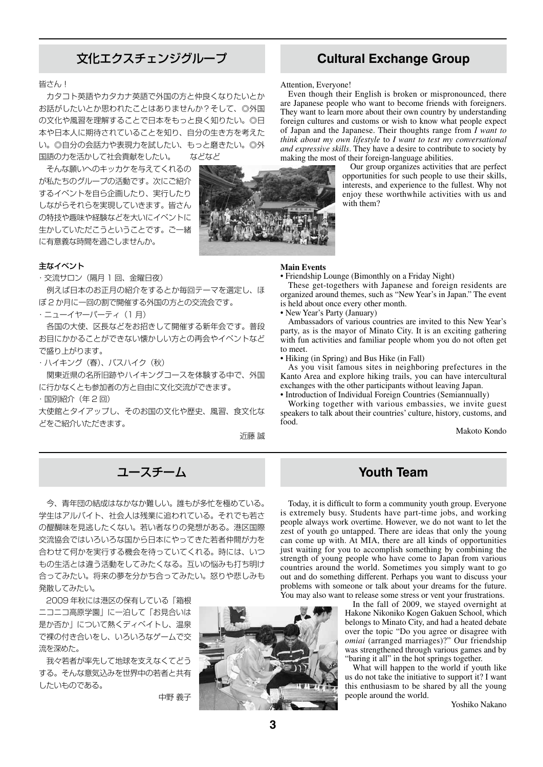## 文化エクスチェンジグループ

皆さん！

カタコト英語やカタカナ英語で外国の方と仲良くなりたいとかお話がしたいとか思われたことはありませんか？そして、◎外国の文化や風習を理解することで日本をもっと良く知りたい。◎日本や日本人に期待されていることを知り、自分の生き方を考えたい。◎自分の会話力や表現力を試したい、もっと磨きたい。◎外国語の力を活かして社会貢献をしたい。　などなど

そんな願いへのキッカケを与えてくれるのが私たちのグループの活動です。次にご紹介するイベントを自ら企画したり、実行したりしながらそれらを実現していきます。皆さんの特技や趣味や経験などを大いにイベントに生かしていただこうということです。ご一緒に有意義な時間を過ごしませんか。

**主なイベント**

・交流サロン（隔月１回、金曜日夜）

例えば日本のお正月の紹介をするとか毎回テーマを選定し、ほぼ２か月に一回の割で開催する外国の方との交流会です。

・ニューイヤーパーティ（１月）

各国の大使、区長などをお招きして開催する新年会です。普段お目にかかることができない懐かしい方との再会やイベントなどで盛り上がります。

・ハイキング（春）、バスハイク（秋）

関東近県の名所旧跡やハイキングコースを体験する中で、外国に行かなくとも参加者の方と自由に文化交流ができます。

・国別紹介（年２回）

大使館とタイアップし、そのお国の文化や歴史、風習、食文化などをご紹介いただきます。

近藤 誠

## Cultural Exchange Group

Attention, Everyone!

Even though their English is broken or mispronounced, there are Japanese people who want to become friends with foreigners. They want to learn more about their own country by understanding foreign cultures and customs or wish to know what people expect of Japan and the Japanese. Their thoughts range from *I want to think about my own lifestyle* to *I want to test my conversational and expressive skills*. They have a desire to contribute to society by making the most of their foreign-language abilities.

Our group organizes activities that are perfect opportunities for such people to use their skills, interests, and experience to the fullest. Why not enjoy these worthwhile activities with us and with them?

**Main Events**

• Friendship Lounge (Bimonthly on a Friday Night)

These get-togethers with Japanese and foreign residents are organized around themes, such as "New Year's in Japan." The event is held about once every other month.

• New Year's Party (January)

Ambassadors of various countries are invited to this New Year's party, as is the mayor of Minato City. It is an exciting gathering with fun activities and familiar people whom you do not often get to meet.

• Hiking (in Spring) and Bus Hike (in Fall)

As you visit famous sites in neighboring prefectures in the Kanto Area and explore hiking trails, you can have intercultural exchanges with the other participants without leaving Japan.

• Introduction of Individual Foreign Countries (Semiannually)

Working together with various embassies, we invite guest speakers to talk about their countries' culture, history, customs, and food.

Makoto Kondo

## ユースチーム

今、青年団の結成はなかなか難しい。誰もが多忙を極めている。学生はアルバイト、社会人は残業に追われている。それでも若さの醍醐味を見逃したくない。若い者なりの発想がある。港区国際交流協会ではいろいろな国から日本にやってきた若者仲間が力を合わせて何かを実行する機会を待っていてくれる。時には、いつもの生活とは違う活動をしてみたくなる。互いの悩みも打ち明け合ってみたい。将来の夢を分かち合ってみたい。怒りや悲しみも発散してみたい。

2009年秋には港区の保有している「箱根ニコニコ高原学園」に一泊して「お見合いは是か否か」について熱くディベイトし、温泉で裸の付き合いをし、いろいろなゲームで交流を深めた。

我々若者が率先して地球を支えなくてどうする。そんな意気込みを世界中の若者と共有したいものである。

中野 義子

## Youth Team

Today, it is difficult to form a community youth group. Everyone is extremely busy. Students have part-time jobs, and working people always work overtime. However, we do not want to let the zest of youth go untapped. There are ideas that only the young can come up with. At MIA, there are all kinds of opportunities just waiting for you to accomplish something by combining the strength of young people who have come to Japan from various countries around the world. Sometimes you simply want to go out and do something different. Perhaps you want to discuss your problems with someone or talk about your dreams for the future. You may also want to release some stress or vent your frustrations.

In the fall of 2009, we stayed overnight at Hakone Nikoniko Kogen Gakuen School, which belongs to Minato City, and had a heated debate over the topic "Do you agree or disagree with *omiai* (arranged marriages)?" Our friendship was strengthened through various games and by "baring it all" in the hot springs together.

What will happen to the world if youth like us do not take the initiative to support it? I want this enthusiasm to be shared by all the young people around the world.

Yoshiko Nakano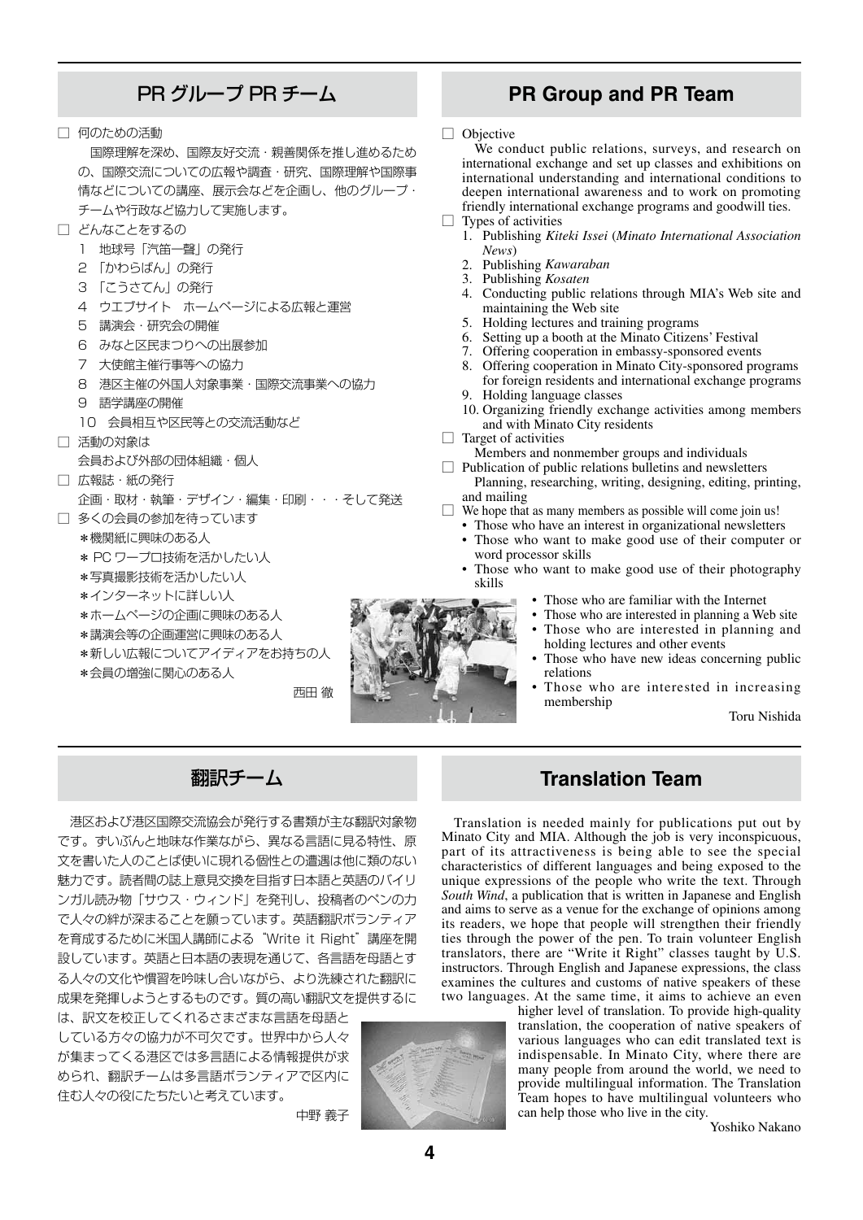## PR グループ PR チーム

□ 何のための活動

国際理解を深め、国際友好交流・親善関係を推し進めるための、国際交流についての広報や調査・研究、国際理解や国際事情などについての講座、展示会などを企画し、他のグループ・チームや行政など協力して実施します。

□ どんなことをするの

1 地球号「汽笛一聲」の発行
2 「かわらばん」の発行
3 「こうさてん」の発行
4 ウエブサイト　ホームページによる広報と運営
5 講演会・研究会の開催
6 みなと区民まつりへの出展参加
7 大使館主催行事等への協力
8 港区主催の外国人対象事業・国際交流事業への協力
9 語学講座の開催
10 会員相互や区民等との交流活動など

□ 活動の対象は

会員および外部の団体組織・個人

□ 広報誌・紙の発行

企画・取材・執筆・デザイン・編集・印刷・・・そして発送

□ 多くの会員の参加を待っています

*機関紙に興味のある人
* PC ワープロ技術を活かしたい人
*写真撮影技術を活かしたい人
*インターネットに詳しい人
*ホームページの企画に興味のある人
*講演会等の企画運営に興味のある人
*新しい広報についてアイディアをお持ちの人
*会員の増強に関心のある人

西田 徹

## PR Group and PR Team

□ Objective

We conduct public relations, surveys, and research on international exchange and set up classes and exhibitions on international understanding and international conditions to deepen international awareness and to work on promoting friendly international exchange programs and goodwill ties.

□ Types of activities

1. Publishing *Kiteki Issei* (*Minato International Association News*)
2. Publishing *Kawaraban*
3. Publishing *Kosaten*
4. Conducting public relations through MIA's Web site and maintaining the Web site
5. Holding lectures and training programs
6. Setting up a booth at the Minato Citizens' Festival
7. Offering cooperation in embassy-sponsored events
8. Offering cooperation in Minato City-sponsored programs for foreign residents and international exchange programs
9. Holding language classes
10. Organizing friendly exchange activities among members and with Minato City residents

□ Target of activities

Members and nonmember groups and individuals

□ Publication of public relations bulletins and newsletters

Planning, researching, writing, designing, editing, printing, and mailing

□ We hope that as many members as possible will come join us!

- Those who have an interest in organizational newsletters
- Those who want to make good use of their computer or word processor skills
- Those who want to make good use of their photography skills
- Those who are familiar with the Internet
- Those who are interested in planning a Web site
- Those who are interested in planning and holding lectures and other events
- Those who have new ideas concerning public relations
- Those who are interested in increasing membership

Toru Nishida

## 翻訳チーム

港区および港区国際交流協会が発行する書類が主な翻訳対象物です。ずいぶんと地味な作業ながら、異なる言語に見る特性、原文を書いた人のことば使いに現れる個性との遭遇は他に類のない魅力です。読者間の誌上意見交換を目指す日本語と英語のバイリンガル読み物「サウス・ウィンド」を発刊し、投稿者のペンの力で人々の絆が深まることを願っています。英語翻訳ボランティアを育成するために米国人講師による"Write it Right"講座を開設しています。英語と日本語の表現を通じて、各言語を母語とする人々の文化や慣習を吟味し合いながら、より洗練された翻訳に成果を発揮しようとするものです。質の高い翻訳文を提供するには、訳文を校正してくれるさまざまな言語を母語としている方々の協力が不可欠です。世界中から人々が集まってくる港区では多言語による情報提供が求められ、翻訳チームは多言語ボランティアで区内に住む人々の役にたちたいと考えています。

中野 義子

## Translation Team

Translation is needed mainly for publications put out by Minato City and MIA. Although the job is very inconspicuous, part of its attractiveness is being able to see the special characteristics of different languages and being exposed to the unique expressions of the people who write the text. Through *South Wind*, a publication that is written in Japanese and English and aims to serve as a venue for the exchange of opinions among its readers, we hope that people will strengthen their friendly ties through the power of the pen. To train volunteer English translators, there are "Write it Right" classes taught by U.S. instructors. Through English and Japanese expressions, the class examines the cultures and customs of native speakers of these two languages. At the same time, it aims to achieve an even higher level of translation. To provide high-quality translation, the cooperation of native speakers of various languages who can edit translated text is indispensable. In Minato City, where there are many people from around the world, we need to provide multilingual information. The Translation Team hopes to have multilingual volunteers who can help those who live in the city.

Yoshiko Nakano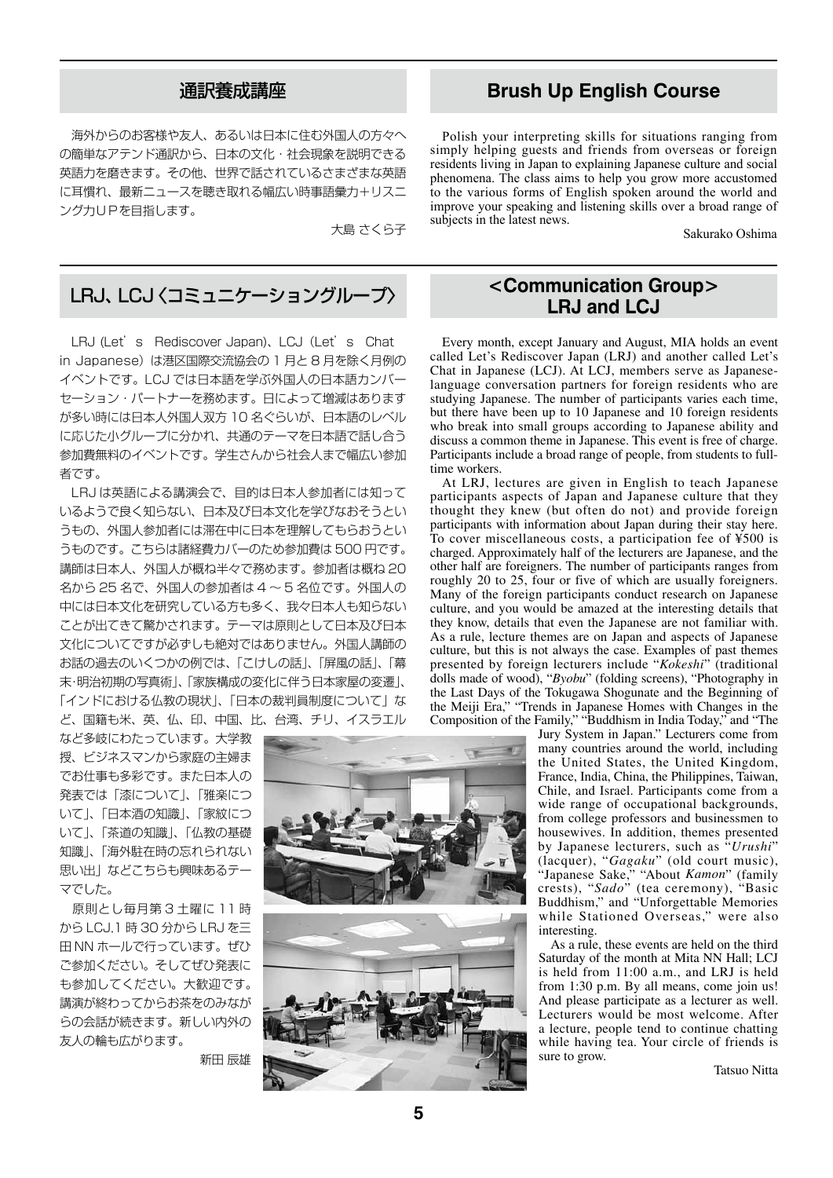## 通訳養成講座

海外からのお客様や友人、あるいは日本に住む外国人の方々への簡単なアテンド通訳から、日本の文化・社会現象を説明できる英語力を磨きます。その他、世界で話されているさまざまな英語に耳慣れ、最新ニュースを聴き取れる幅広い時事語彙力＋リスニング力ＵＰを目指します。

大島 さくら子

## Brush Up English Course

Polish your interpreting skills for situations ranging from simply helping guests and friends from overseas or foreign residents living in Japan to explaining Japanese culture and social phenomena. The class aims to help you grow more accustomed to the various forms of English spoken around the world and improve your speaking and listening skills over a broad range of subjects in the latest news.

Sakurako Oshima

## LRJ、LCJ〈コミュニケーショングループ〉

LRJ (Let's Rediscover Japan)、LCJ (Let's Chat in Japanese) は港区国際交流協会の１月と８月を除く月例のイベントです。LCJ では日本語を学ぶ外国人の日本語カンバーセーション・パートナーを務めます。日によって増減はありますが多い時には日本人外国人双方 10 名ぐらいが、日本語のレベルに応じた小グループに分かれ、共通のテーマを日本語で話し合う参加費無料のイベントです。学生さんから社会人まで幅広い参加者です。

LRJ は英語による講演会で、目的は日本人参加者には知っているようで良く知らない、日本及び日本文化を学びなおそうというもの、外国人参加者には滞在中に日本を理解してもらおうというものです。こちらは諸経費カバーのため参加費は 500 円です。講師は日本人、外国人が概ね半々で務めます。参加者は概ね 20 名から 25 名で、外国人の参加者は４～５名位です。外国人の中には日本文化を研究している方も多く、我々日本人も知らないことが出てきて驚かされます。テーマは原則として日本及び日本文化についてですが必ずしも絶対ではありません。外国人講師のお話の過去のいくつかの例では、「こけしの話」、「屏風の話」、「幕末･明治初期の写真術」、「家族構成の変化に伴う日本家屋の変遷」、「インドにおける仏教の現状」、「日本の裁判員制度について」など、国籍も米、英、仏、印、中国、比、台湾、チリ、イスラエルなど多岐にわたっています。大学教授、ビジネスマンから家庭の主婦までお仕事も多彩です。また日本人の発表では「漆について」、「雅楽について」、「日本酒の知識」、「家紋について」、「茶道の知識」、「仏教の基礎知識」、「海外駐在時の忘れられない思い出」などこちらも興味あるテーマでした。

原則とし毎月第３土曜に 11 時から LCJ,1 時 30 分から LRJ を三田 NN ホールで行っています。ぜひご参加ください。そしてぜひ発表にも参加してください。大歓迎です。講演が終わってからお茶をのみながらの会話が続きます。新しい内外の友人の輪も広がります。

新田 辰雄

## <Communication Group> LRJ and LCJ

Every month, except January and August, MIA holds an event called Let's Rediscover Japan (LRJ) and another called Let's Chat in Japanese (LCJ). At LCJ, members serve as Japanese-language conversation partners for foreign residents who are studying Japanese. The number of participants varies each time, but there have been up to 10 Japanese and 10 foreign residents who break into small groups according to Japanese ability and discuss a common theme in Japanese. This event is free of charge. Participants include a broad range of people, from students to full-time workers.

At LRJ, lectures are given in English to teach Japanese participants aspects of Japan and Japanese culture that they thought they knew (but often do not) and provide foreign participants with information about Japan during their stay here. To cover miscellaneous costs, a participation fee of ¥500 is charged. Approximately half of the lecturers are Japanese, and the other half are foreigners. The number of participants ranges from roughly 20 to 25, four or five of which are usually foreigners. Many of the foreign participants conduct research on Japanese culture, and you would be amazed at the interesting details that they know, details that even the Japanese are not familiar with. As a rule, lecture themes are on Japan and aspects of Japanese culture, but this is not always the case. Examples of past themes presented by foreign lecturers include "*Kokeshi*" (traditional dolls made of wood), "*Byobu*" (folding screens), "Photography in the Last Days of the Tokugawa Shogunate and the Beginning of the Meiji Era," "Trends in Japanese Homes with Changes in the Composition of the Family," "Buddhism in India Today," and "The Jury System in Japan." Lecturers come from many countries around the world, including the United States, the United Kingdom, France, India, China, the Philippines, Taiwan, Chile, and Israel. Participants come from a wide range of occupational backgrounds, from college professors and businessmen to housewives. In addition, themes presented by Japanese lecturers, such as "*Urushi*" (lacquer), "*Gagaku*" (old court music), "Japanese Sake," "About *Kamon*" (family crests), "*Sado*" (tea ceremony), "Basic Buddhism," and "Unforgettable Memories while Stationed Overseas," were also interesting.

As a rule, these events are held on the third Saturday of the month at Mita NN Hall; LCJ is held from 11:00 a.m., and LRJ is held from 1:30 p.m. By all means, come join us! And please participate as a lecturer as well. Lecturers would be most welcome. After a lecture, people tend to continue chatting while having tea. Your circle of friends is sure to grow.

Tatsuo Nitta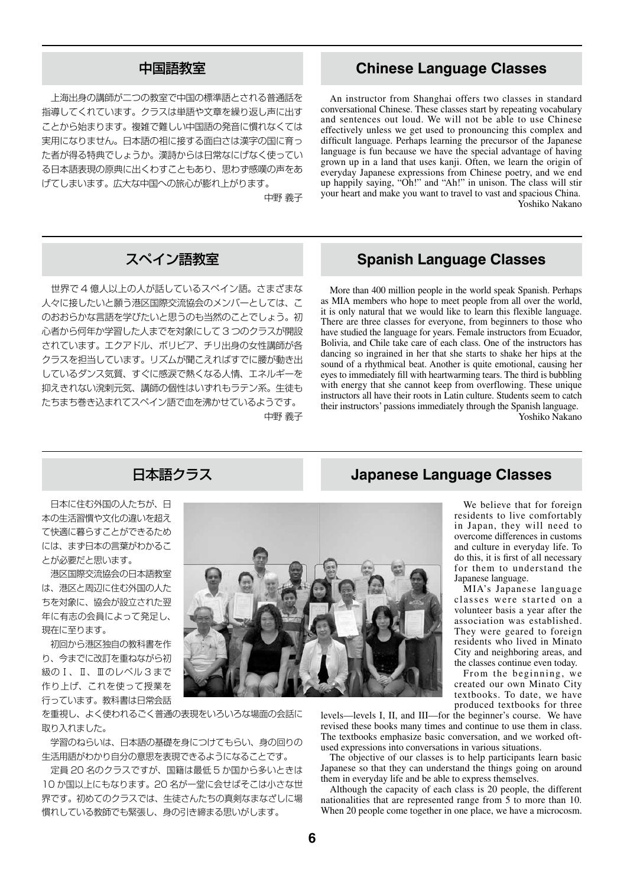## 中国語教室

上海出身の講師が二つの教室で中国の標準語とされる普通話を指導してくれています。クラスは単語や文章を繰り返し声に出すことから始まります。複雑で難しい中国語の発音に慣れなくては実用になりません。日本語の祖に接する面白さは漢字の国に育った者が得る特典でしょうか。漢詩からは日常なにげなく使っている日本語表現の原典に出くわすこともあり、思わず感嘆の声をあげてしまいます。広大な中国への旅心が膨れ上がります。

中野 義子

## Chinese Language Classes

An instructor from Shanghai offers two classes in standard conversational Chinese. These classes start by repeating vocabulary and sentences out loud. We will not be able to use Chinese effectively unless we get used to pronouncing this complex and difficult language. Perhaps learning the precursor of the Japanese language is fun because we have the special advantage of having grown up in a land that uses kanji. Often, we learn the origin of everyday Japanese expressions from Chinese poetry, and we end up happily saying, "Oh!" and "Ah!" in unison. The class will stir your heart and make you want to travel to vast and spacious China.

Yoshiko Nakano

## スペイン語教室

世界で４億人以上の人が話しているスペイン語。さまざまな人々に接したいと願う港区国際交流協会のメンバーとしては、このおおらかな言語を学びたいと思うのも当然のことでしょう。初心者から何年か学習した人までを対象にして３つのクラスが開設されています。エクアドル、ボリビア、チリ出身の女性講師が各クラスを担当しています。リズムが聞こえればすでに腰が動き出しているダンス気質、すぐに感涙で熱くなる人情、エネルギーを抑えきれない溌剌元気、講師の個性はいずれもラテン系。生徒もたちまち巻き込まれてスペイン語で血を沸かせているようです。

中野 義子

## Spanish Language Classes

More than 400 million people in the world speak Spanish. Perhaps as MIA members who hope to meet people from all over the world, it is only natural that we would like to learn this flexible language. There are three classes for everyone, from beginners to those who have studied the language for years. Female instructors from Ecuador, Bolivia, and Chile take care of each class. One of the instructors has dancing so ingrained in her that she starts to shake her hips at the sound of a rhythmical beat. Another is quite emotional, causing her eyes to immediately fill with heartwarming tears. The third is bubbling with energy that she cannot keep from overflowing. These unique instructors all have their roots in Latin culture. Students seem to catch their instructors' passions immediately through the Spanish language.

Yoshiko Nakano

## 日本語クラス

日本に住む外国の人たちが、日本の生活習慣や文化の違いを超えて快適に暮らすことができるためには、まず日本の言葉がわかることが必要だと思います。

港区国際交流協会の日本語教室は、港区と周辺に住む外国の人たちを対象に、協会が設立された翌年に有志の会員によって発足し、現在に至ります。

初回から港区独自の教科書を作り、今までに改訂を重ねながら初級のⅠ、Ⅱ、Ⅲのレベル３まで作り上げ、これを使って授業を行っています。教科書は日常会話を重視し、よく使われるごく普通の表現をいろいろな場面の会話に取り入れました。

学習のねらいは、日本語の基礎を身につけてもらい、身の回りの生活用語がわかり自分の意思を表現できるようになることです。

定員 20 名のクラスですが、国籍は最低 5 か国から多いときは 10 か国以上にもなります。20 名が一堂に会せばそこは小さな世界です。初めてのクラスでは、生徒さんたちの真剣なまなざしに場慣れしている教師でも緊張し、身の引き締まる思いがします。

## Japanese Language Classes

We believe that for foreign residents to live comfortably in Japan, they will need to overcome differences in customs and culture in everyday life. To do this, it is first of all necessary for them to understand the Japanese language.

MIA's Japanese language classes were started on a volunteer basis a year after the association was established. They were geared to foreign residents who lived in Minato City and neighboring areas, and the classes continue even today.

From the beginning, we created our own Minato City textbooks. To date, we have produced textbooks for three levels—levels I, II, and III—for the beginner's course. We have revised these books many times and continue to use them in class. The textbooks emphasize basic conversation, and we worked oft-used expressions into conversations in various situations.

The objective of our classes is to help participants learn basic Japanese so that they can understand the things going on around them in everyday life and be able to express themselves.

Although the capacity of each class is 20 people, the different nationalities that are represented range from 5 to more than 10. When 20 people come together in one place, we have a microcosm.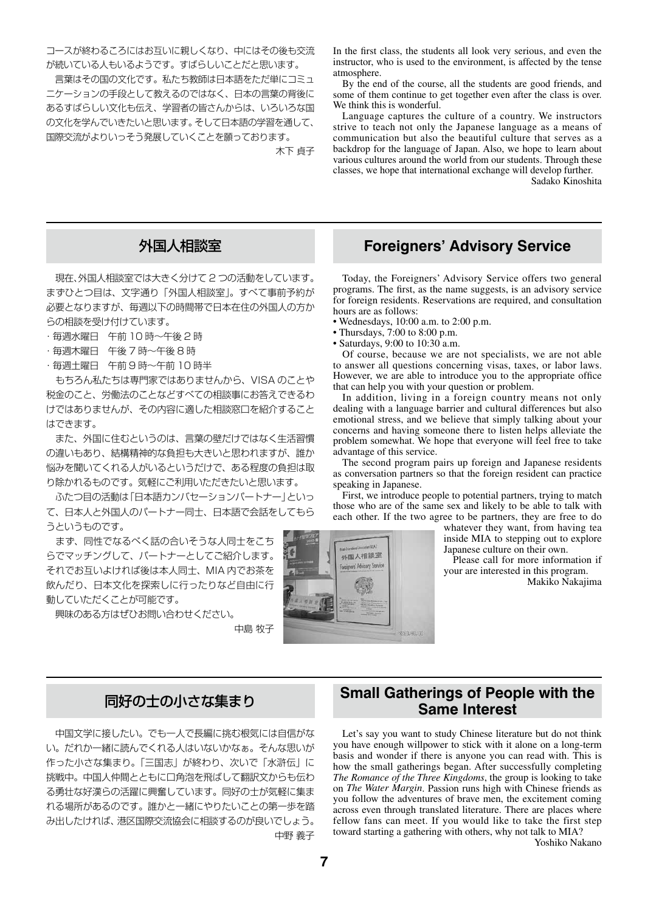コースが終わるころにはお互いに親しくなり、中にはその後も交流が続いている人もいるようです。すばらしいことだと思います。

言葉はその国の文化です。私たち教師は日本語をただ単にコミュニケーションの手段として教えるのではなく、日本の言葉の背後にあるすばらしい文化も伝え、学習者の皆さんからは、いろいろな国の文化を学んでいきたいと思います。そして日本語の学習を通して、国際交流がよりいっそう発展していくことを願っております。

木下 貞子

In the first class, the students all look very serious, and even the instructor, who is used to the environment, is affected by the tense atmosphere.

By the end of the course, all the students are good friends, and some of them continue to get together even after the class is over. We think this is wonderful.

Language captures the culture of a country. We instructors strive to teach not only the Japanese language as a means of communication but also the beautiful culture that serves as a backdrop for the language of Japan. Also, we hope to learn about various cultures around the world from our students. Through these classes, we hope that international exchange will develop further.

Sadako Kinoshita

## 外国人相談室

現在､外国人相談室では大きく分けて２つの活動をしています。まずひとつ目は、文字通り「外国人相談室」。すべて事前予約が必要となりますが、毎週以下の時間帯で日本在住の外国人の方からの相談を受け付けています。

- 毎週水曜日　午前 10 時〜午後２時
- 毎週木曜日　午後７時〜午後８時
- 毎週土曜日　午前９時〜午前 10 時半

もちろん私たちは専門家ではありませんから、VISA のことや税金のこと、労働法のことなどすべての相談事にお答えできるわけではありませんが、その内容に適した相談窓口を紹介することはできます。

また、外国に住むというのは、言葉の壁だけではなく生活習慣の違いもあり、結構精神的な負担も大きいと思われますが、誰か悩みを聞いてくれる人がいるというだけで、ある程度の負担は取り除かれるものです。気軽にご利用いただきたいと思います。

ふたつ目の活動は「日本語カンバセーションパートナー」といって、日本人と外国人のパートナー同士、日本語で会話をしてもらうというものです。

まず、同性でなるべく話の合いそうな人同士をこちらでマッチングして、パートナーとしてご紹介します。それでお互いよければ後は本人同士、MIA 内でお茶を飲んだり、日本文化を探索しに行ったりなど自由に行動していただくことが可能です。

興味のある方はぜひお問い合わせください。

中島 牧子

## Foreigners' Advisory Service

Today, the Foreigners' Advisory Service offers two general programs. The first, as the name suggests, is an advisory service for foreign residents. Reservations are required, and consultation hours are as follows:

- Wednesdays, 10:00 a.m. to 2:00 p.m.
- Thursdays, 7:00 to 8:00 p.m.
- Saturdays, 9:00 to 10:30 a.m.

Of course, because we are not specialists, we are not able to answer all questions concerning visas, taxes, or labor laws. However, we are able to introduce you to the appropriate office that can help you with your question or problem.

In addition, living in a foreign country means not only dealing with a language barrier and cultural differences but also emotional stress, and we believe that simply talking about your concerns and having someone there to listen helps alleviate the problem somewhat. We hope that everyone will feel free to take advantage of this service.

The second program pairs up foreign and Japanese residents as conversation partners so that the foreign resident can practice speaking in Japanese.

First, we introduce people to potential partners, trying to match those who are of the same sex and likely to be able to talk with each other. If the two agree to be partners, they are free to do whatever they want, from having tea inside MIA to stepping out to explore Japanese culture on their own.

Please call for more information if your are interested in this program.

Makiko Nakajima

## 同好の士の小さな集まり

中国文学に接したい。でも一人で長編に挑む根気には自信がない。だれか一緒に読んでくれる人はいないかなぁ。そんな思いが作った小さな集まり。「三国志」が終わり、次いで「水滸伝」に挑戦中。中国人仲間とともに口角泡を飛ばして翻訳文からも伝わる勇壮な好漢らの活躍に興奮しています。同好の士が気軽に集まれる場所があるのです。誰かと一緒にやりたいことの第一歩を踏み出したければ、港区国際交流協会に相談するのが良いでしょう。

中野 義子

## Small Gatherings of People with the Same Interest

Let's say you want to study Chinese literature but do not think you have enough willpower to stick with it alone on a long-term basis and wonder if there is anyone you can read with. This is how the small gatherings began. After successfully completing *The Romance of the Three Kingdoms*, the group is looking to take on *The Water Margin*. Passion runs high with Chinese friends as you follow the adventures of brave men, the excitement coming across even through translated literature. There are places where fellow fans can meet. If you would like to take the first step toward starting a gathering with others, why not talk to MIA?

Yoshiko Nakano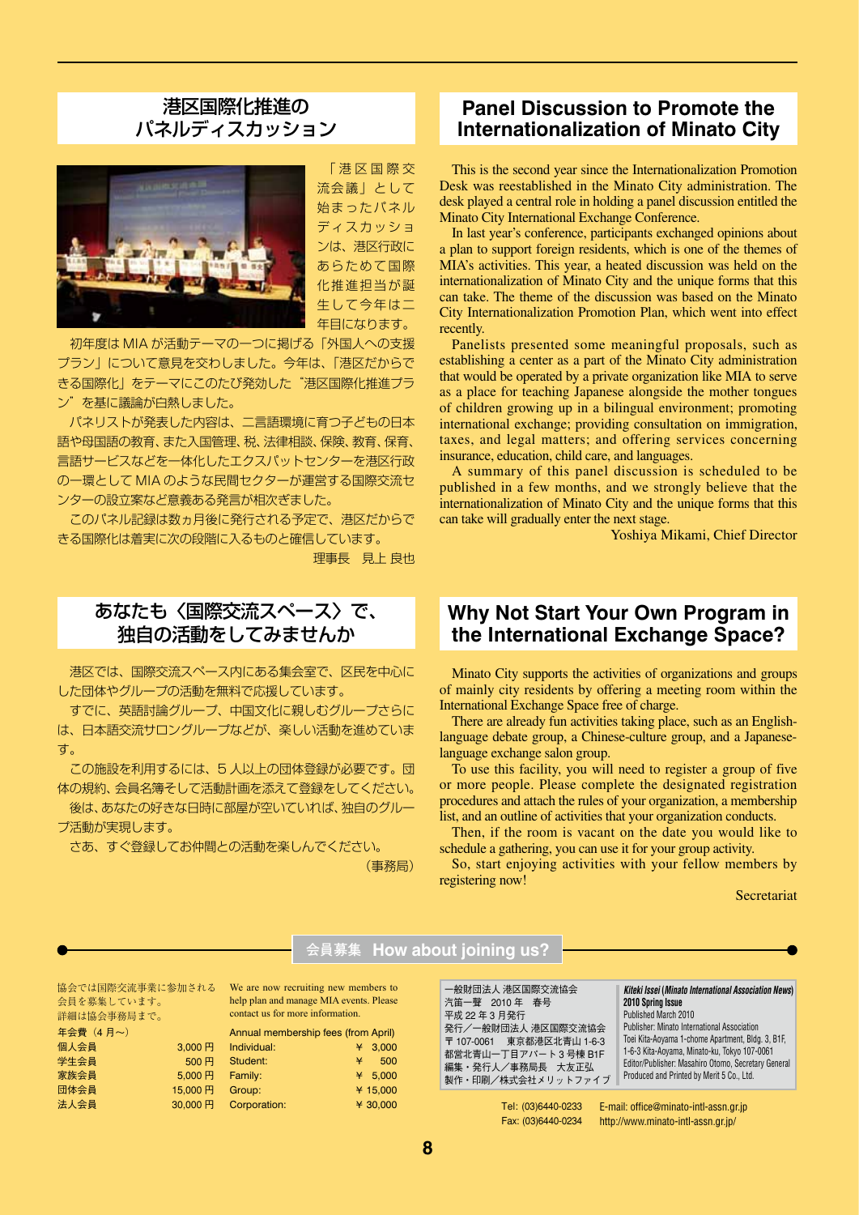## 港区国際化推進のパネルディスカッション

「港区国際交流会議」として始まったパネルディスカッションは、港区行政にあらためて国際化推進担当が誕生して今年は二年目になります。

初年度は MIA が活動テーマの一つに掲げる「外国人への支援プラン」について意見を交わしました。今年は、「港区だからできる国際化」をテーマにこのたび発効した"港区国際化推進プラン"を基に議論が白熱しました。

パネリストが発表した内容は、二言語環境に育つ子どもの日本語や母国語の教育、また入国管理、税、法律相談、保険、教育、保育、言語サービスなどを一体化したエクスパットセンターを港区行政の一環として MIA のような民間セクターが運営する国際交流センターの設立案など意義ある発言が相次ぎました。

このパネル記録は数ヵ月後に発行される予定で、港区だからできる国際化は着実に次の段階に入るものと確信しています。

理事長　見上 良也

## Panel Discussion to Promote the Internationalization of Minato City

This is the second year since the Internationalization Promotion Desk was reestablished in the Minato City administration. The desk played a central role in holding a panel discussion entitled the Minato City International Exchange Conference.

In last year's conference, participants exchanged opinions about a plan to support foreign residents, which is one of the themes of MIA's activities. This year, a heated discussion was held on the internationalization of Minato City and the unique forms that this can take. The theme of the discussion was based on the Minato City Internationalization Promotion Plan, which went into effect recently.

Panelists presented some meaningful proposals, such as establishing a center as a part of the Minato City administration that would be operated by a private organization like MIA to serve as a place for teaching Japanese alongside the mother tongues of children growing up in a bilingual environment; promoting international exchange; providing consultation on immigration, taxes, and legal matters; and offering services concerning insurance, education, child care, and languages.

A summary of this panel discussion is scheduled to be published in a few months, and we strongly believe that the internationalization of Minato City and the unique forms that this can take will gradually enter the next stage.

Yoshiya Mikami, Chief Director

## あなたも〈国際交流スペース〉で、独自の活動をしてみませんか

港区では、国際交流スペース内にある集会室で、区民を中心にした団体やグループの活動を無料で応援しています。

すでに、英語討論グループ、中国文化に親しむグループさらには、日本語交流サロングループなどが、楽しい活動を進めています。

この施設を利用するには、５人以上の団体登録が必要です。団体の規約、会員名簿そして活動計画を添えて登録をしてください。

後は、あなたの好きな日時に部屋が空いていれば、独自のグループ活動が実現します。

さあ、すぐ登録してお仲間との活動を楽しんでください。

（事務局）

## Why Not Start Your Own Program in the International Exchange Space?

Minato City supports the activities of organizations and groups of mainly city residents by offering a meeting room within the International Exchange Space free of charge.

There are already fun activities taking place, such as an English-language debate group, a Chinese-culture group, and a Japanese-language exchange salon group.

To use this facility, you will need to register a group of five or more people. Please complete the designated registration procedures and attach the rules of your organization, a membership list, and an outline of activities that your organization conducts.

Then, if the room is vacant on the date you would like to schedule a gathering, you can use it for your group activity.

So, start enjoying activities with your fellow members by registering now!

Secretariat

## 会員募集　How about joining us?

協会では国際交流事業に参加される会員を募集しています。
詳細は協会事務局まで。

We are now recruiting new members to help plan and manage MIA events. Please contact us for more information.

| 年会費（4 月～） | | Annual membership fees (from April) | |
|---|---|---|---|
| 個人会員 | 3,000 円 | Individual: | ¥ 3,000 |
| 学生会員 | 500 円 | Student: | ¥ 500 |
| 家族会員 | 5,000 円 | Family: | ¥ 5,000 |
| 団体会員 | 15,000 円 | Group: | ¥ 15,000 |
| 法人会員 | 30,000 円 | Corporation: | ¥ 30,000 |

一般財団法人 港区国際交流協会
汽笛一聲　2010 年　春号
平成 22 年 3 月発行
発行／一般財団法人 港区国際交流協会
〒107-0061　東京都港区北青山 1-6-3
都営北青山一丁目アパート 3 号棟 B1F
編集・発行人／事務局長　大友正弘
製作・印刷／株式会社メリットファイブ

***Kiteki Issei* (*Minato International Association News*)**
**2010 Spring Issue**
Published March 2010
Publisher: Minato International Association
Toei Kita-Aoyama 1-chome Apartment, Bldg. 3, B1F,
1-6-3 Kita-Aoyama, Minato-ku, Tokyo 107-0061
Editor/Publisher: Masahiro Otomo, Secretary General
Produced and Printed by Merit 5 Co., Ltd.

Tel: (03)6440-0233　E-mail: office@minato-intl-assn.gr.jp
Fax: (03)6440-0234　http://www.minato-intl-assn.gr.jp/